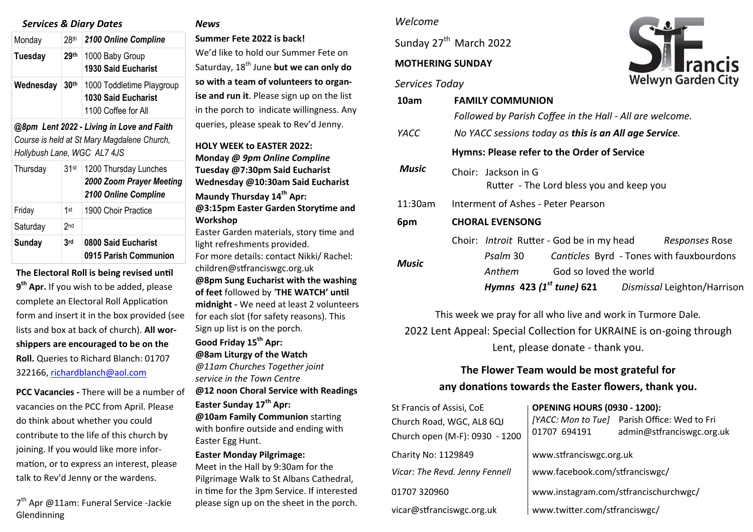## Services & Diary Dates

| Day | Date | Event |
|---|---|---|
| Monday | 28th | ***2100 Online Compline*** |
| **Tuesday** | **29th** | 1000 Baby Group<br>**1930 Said Eucharist** |
| **Wednesday** | **30th** | 1000 Toddletime Playgroup<br>**1030 Said Eucharist**<br>1100 Coffee for All |
| ***@8pm Lent 2022 - Living in Love and Faith*** *Course is held at St Mary Magdalene Church, Hollybush Lane, WGC AL7 4JS* | | |
| Thursday | 31st | 1200 Thursday Lunches<br>***2000 Zoom Prayer Meeting***<br>***2100 Online Compline*** |
| Friday | 1st | 1900 Choir Practice |
| Saturday | 2nd | |
| **Sunday** | **3rd** | **0800 Said Eucharist**<br>**0915 Parish Communion** |

**The Electoral Roll is being revised until 9th Apr.** If you wish to be added, please complete an Electoral Roll Application form and insert it in the box provided (see lists and box at back of church). **All worshippers are encouraged to be on the Roll.** Queries to Richard Blanch: 01707 322166, richardblanch@aol.com

**PCC Vacancies -** There will be a number of vacancies on the PCC from April. Please do think about whether you could contribute to the life of this church by joining. If you would like more information, or to express an interest, please talk to Rev'd Jenny or the wardens.

7th Apr @11am: Funeral Service -Jackie Glendinning

## *News*

**Summer Fete 2022 is back!**
We'd like to hold our Summer Fete on Saturday, 18th June **but we can only do so with a team of volunteers to organise and run it**. Please sign up on the list in the porch to indicate willingness. Any queries, please speak to Rev'd Jenny.

**HOLY WEEK to EASTER 2022:**
**Monday** ***@ 9pm Online Compline***
**Tuesday @7:30pm Said Eucharist**
**Wednesday @10:30am Said Eucharist**
**Maundy Thursday 14th Apr:**
**@3:15pm Easter Garden Storytime and Workshop**
Easter Garden materials, story time and light refreshments provided.
For more details: contact Nikki/ Rachel: children@stfranciswgc.org.uk
**@8pm Sung Eucharist with the washing of feet** followed by **'THE WATCH' until midnight -** We need at least 2 volunteers for each slot (for safety reasons). This Sign up list is on the porch.
**Good Friday 15th Apr:**
**@8am Liturgy of the Watch**
*@11am Churches Together joint service in the Town Centre*
**@12 noon Choral Service with Readings**
**Easter Sunday 17th Apr:**
**@10am Family Communion** starting with bonfire outside and ending with Easter Egg Hunt.
**Easter Monday Pilgrimage:**
Meet in the Hall by 9:30am for the Pilgrimage Walk to St Albans Cathedral, in time for the 3pm Service. If interested please sign up on the sheet in the porch.

*Welcome*

Sunday 27th March 2022

**MOTHERING SUNDAY**

**St Francis Welwyn Garden City**

*Services Today*

| | |
|---|---|
| **10am** | **FAMILY COMMUNION**<br>*Followed by Parish Coffee in the Hall - All are welcome.* |
| *YACC* | *No YACC sessions today as **this is an All age Service**.* |
| | **Hymns: Please refer to the Order of Service** |
| ***Music*** | Choir: Jackson in G<br>Rutter - The Lord bless you and keep you |
| 11:30am | Interment of Ashes - Peter Pearson |
| **6pm** | **CHORAL EVENSONG** |
| ***Music*** | Choir: *Introit* Rutter - God be in my head *Responses* Rose<br>*Psalm* 30 *Canticles* Byrd - Tones with fauxbourdons<br>*Anthem* God so loved the world<br>***Hymns* 423 *(1st tune)* 621** *Dismissal* Leighton/Harrison |

This week we pray for all who live and work in Turmore Dale.
2022 Lent Appeal: Special Collection for UKRAINE is on-going through Lent, please donate - thank you.

**The Flower Team would be most grateful for any donations towards the Easter flowers, thank you.**

| | |
|---|---|
| St Francis of Assisi, CoE<br>Church Road, WGC, AL8 6QJ<br>Church open (M-F): 0930 - 1200 | **OPENING HOURS (0930 - 1200):**<br>*[YACC: Mon to Tue]* Parish Office: Wed to Fri<br>01707 694191 admin@stfranciswgc.org.uk |
| Charity No: 1129849 | www.stfranciswgc.org.uk |
| *Vicar: The Revd. Jenny Fennell* | www.facebook.com/stfranciswgc/ |
| 01707 320960 | www.instagram.com/stfrancischurchwgc/ |
| vicar@stfranciswgc.org.uk | www.twitter.com/stfranciswgc/ |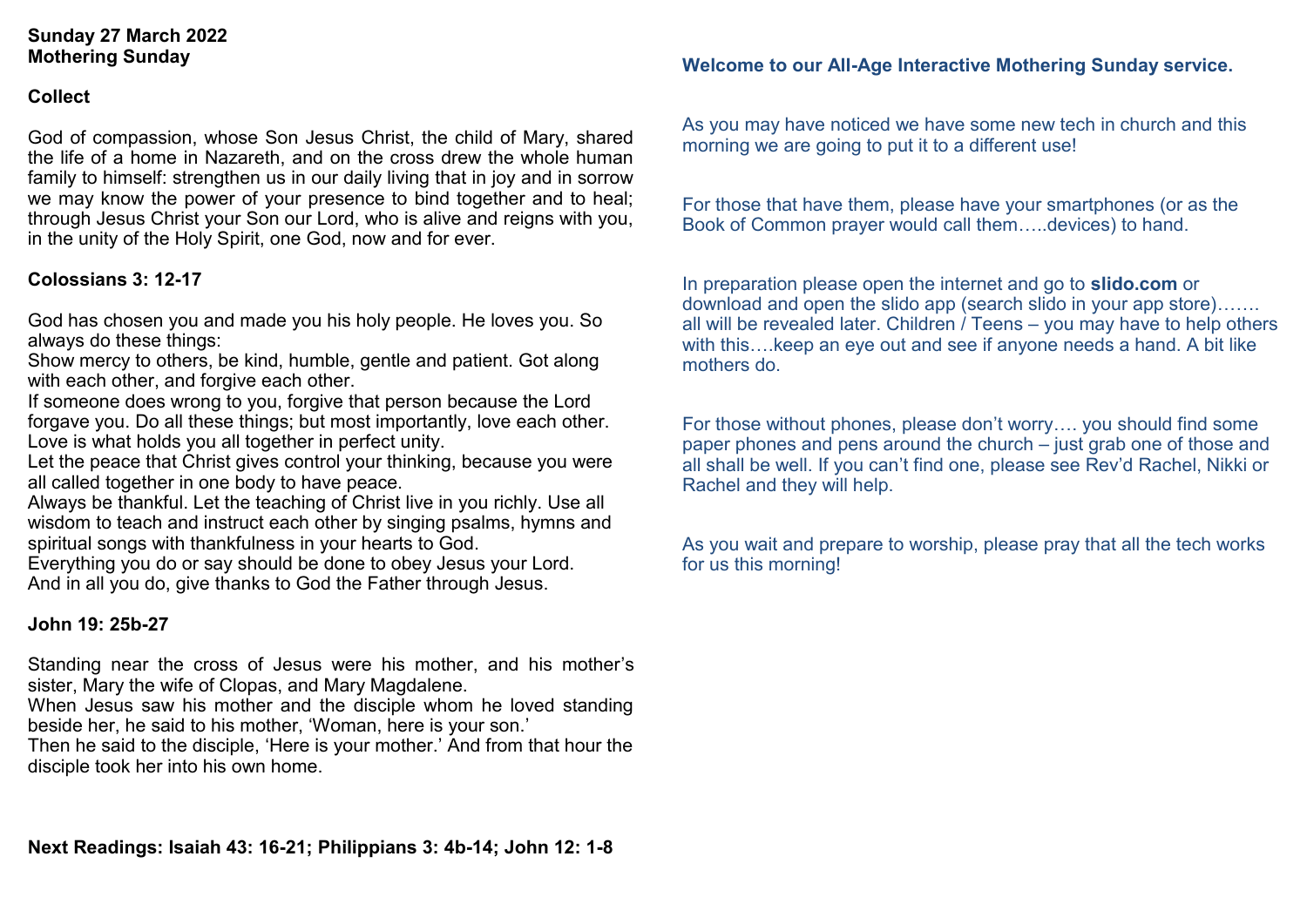**Sunday 27 March 2022**
**Mothering Sunday**

**Collect**

God of compassion, whose Son Jesus Christ, the child of Mary, shared the life of a home in Nazareth, and on the cross drew the whole human family to himself: strengthen us in our daily living that in joy and in sorrow we may know the power of your presence to bind together and to heal; through Jesus Christ your Son our Lord, who is alive and reigns with you, in the unity of the Holy Spirit, one God, now and for ever.

**Colossians 3: 12-17**

God has chosen you and made you his holy people. He loves you. So always do these things:
Show mercy to others, be kind, humble, gentle and patient. Got along with each other, and forgive each other.
If someone does wrong to you, forgive that person because the Lord forgave you. Do all these things; but most importantly, love each other. Love is what holds you all together in perfect unity.
Let the peace that Christ gives control your thinking, because you were all called together in one body to have peace.
Always be thankful. Let the teaching of Christ live in you richly. Use all wisdom to teach and instruct each other by singing psalms, hymns and spiritual songs with thankfulness in your hearts to God.
Everything you do or say should be done to obey Jesus your Lord.
And in all you do, give thanks to God the Father through Jesus.

**John 19: 25b-27**

Standing near the cross of Jesus were his mother, and his mother's sister, Mary the wife of Clopas, and Mary Magdalene.
When Jesus saw his mother and the disciple whom he loved standing beside her, he said to his mother, 'Woman, here is your son.'
Then he said to the disciple, 'Here is your mother.' And from that hour the disciple took her into his own home.

**Next Readings: Isaiah 43: 16-21; Philippians 3: 4b-14; John 12: 1-8**

**Welcome to our All-Age Interactive Mothering Sunday service.**

As you may have noticed we have some new tech in church and this morning we are going to put it to a different use!

For those that have them, please have your smartphones (or as the Book of Common prayer would call them…..devices) to hand.

In preparation please open the internet and go to **slido.com** or download and open the slido app (search slido in your app store)……. all will be revealed later. Children / Teens – you may have to help others with this….keep an eye out and see if anyone needs a hand. A bit like mothers do.

For those without phones, please don't worry…. you should find some paper phones and pens around the church – just grab one of those and all shall be well. If you can't find one, please see Rev'd Rachel, Nikki or Rachel and they will help.

As you wait and prepare to worship, please pray that all the tech works for us this morning!